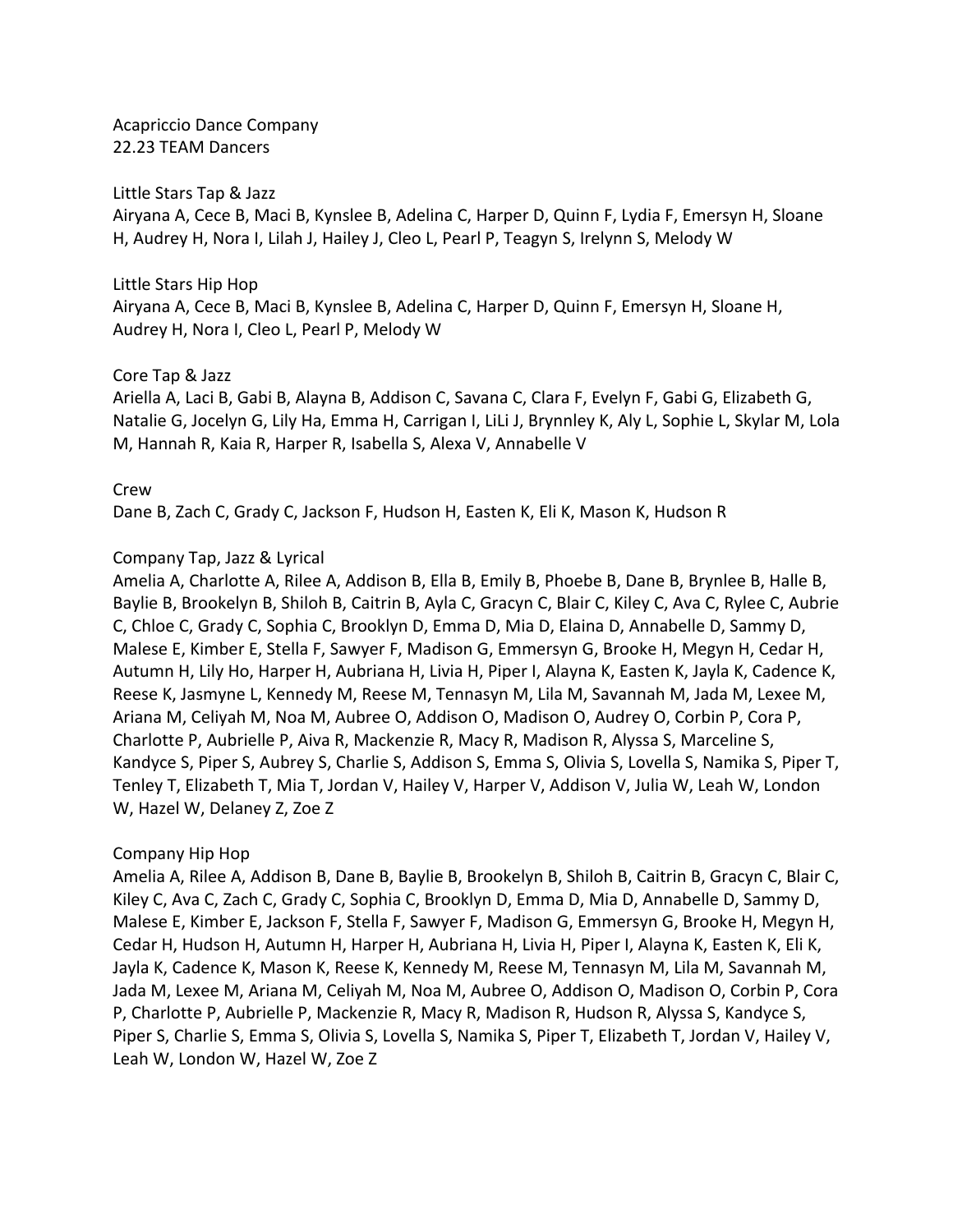Acapriccio Dance Company
22.23 TEAM Dancers

Little Stars Tap & Jazz
Airyana A, Cece B, Maci B, Kynslee B, Adelina C, Harper D, Quinn F, Lydia F, Emersyn H, Sloane H, Audrey H, Nora I, Lilah J, Hailey J, Cleo L, Pearl P, Teagyn S, Irelynn S, Melody W

Little Stars Hip Hop
Airyana A, Cece B, Maci B, Kynslee B, Adelina C, Harper D, Quinn F, Emersyn H, Sloane H, Audrey H, Nora I, Cleo L, Pearl P, Melody W

Core Tap & Jazz
Ariella A, Laci B, Gabi B, Alayna B, Addison C, Savana C, Clara F, Evelyn F, Gabi G, Elizabeth G, Natalie G, Jocelyn G, Lily Ha, Emma H, Carrigan I, LiLi J, Brynnley K, Aly L, Sophie L, Skylar M, Lola M, Hannah R, Kaia R, Harper R, Isabella S, Alexa V, Annabelle V

Crew
Dane B, Zach C, Grady C, Jackson F, Hudson H, Easten K, Eli K, Mason K, Hudson R

Company Tap, Jazz & Lyrical
Amelia A, Charlotte A, Rilee A, Addison B, Ella B, Emily B, Phoebe B, Dane B, Brynlee B, Halle B, Baylie B, Brookelyn B, Shiloh B, Caitrin B, Ayla C, Gracyn C, Blair C, Kiley C, Ava C, Rylee C, Aubrie C, Chloe C, Grady C, Sophia C, Brooklyn D, Emma D, Mia D, Elaina D, Annabelle D, Sammy D, Malese E, Kimber E, Stella F, Sawyer F, Madison G, Emmersyn G, Brooke H, Megyn H, Cedar H, Autumn H, Lily Ho, Harper H, Aubriana H, Livia H, Piper I, Alayna K, Easten K, Jayla K, Cadence K, Reese K, Jasmyne L, Kennedy M, Reese M, Tennasyn M, Lila M, Savannah M, Jada M, Lexee M, Ariana M, Celiyah M, Noa M, Aubree O, Addison O, Madison O, Audrey O, Corbin P, Cora P, Charlotte P, Aubrielle P, Aiva R, Mackenzie R, Macy R, Madison R, Alyssa S, Marceline S, Kandyce S, Piper S, Aubrey S, Charlie S, Addison S, Emma S, Olivia S, Lovella S, Namika S, Piper T, Tenley T, Elizabeth T, Mia T, Jordan V, Hailey V, Harper V, Addison V, Julia W, Leah W, London W, Hazel W, Delaney Z, Zoe Z

Company Hip Hop
Amelia A, Rilee A, Addison B, Dane B, Baylie B, Brookelyn B, Shiloh B, Caitrin B, Gracyn C, Blair C, Kiley C, Ava C, Zach C, Grady C, Sophia C, Brooklyn D, Emma D, Mia D, Annabelle D, Sammy D, Malese E, Kimber E, Jackson F, Stella F, Sawyer F, Madison G, Emmersyn G, Brooke H, Megyn H, Cedar H, Hudson H, Autumn H, Harper H, Aubriana H, Livia H, Piper I, Alayna K, Easten K, Eli K, Jayla K, Cadence K, Mason K, Reese K, Kennedy M, Reese M, Tennasyn M, Lila M, Savannah M, Jada M, Lexee M, Ariana M, Celiyah M, Noa M, Aubree O, Addison O, Madison O, Corbin P, Cora P, Charlotte P, Aubrielle P, Mackenzie R, Macy R, Madison R, Hudson R, Alyssa S, Kandyce S, Piper S, Charlie S, Emma S, Olivia S, Lovella S, Namika S, Piper T, Elizabeth T, Jordan V, Hailey V, Leah W, London W, Hazel W, Zoe Z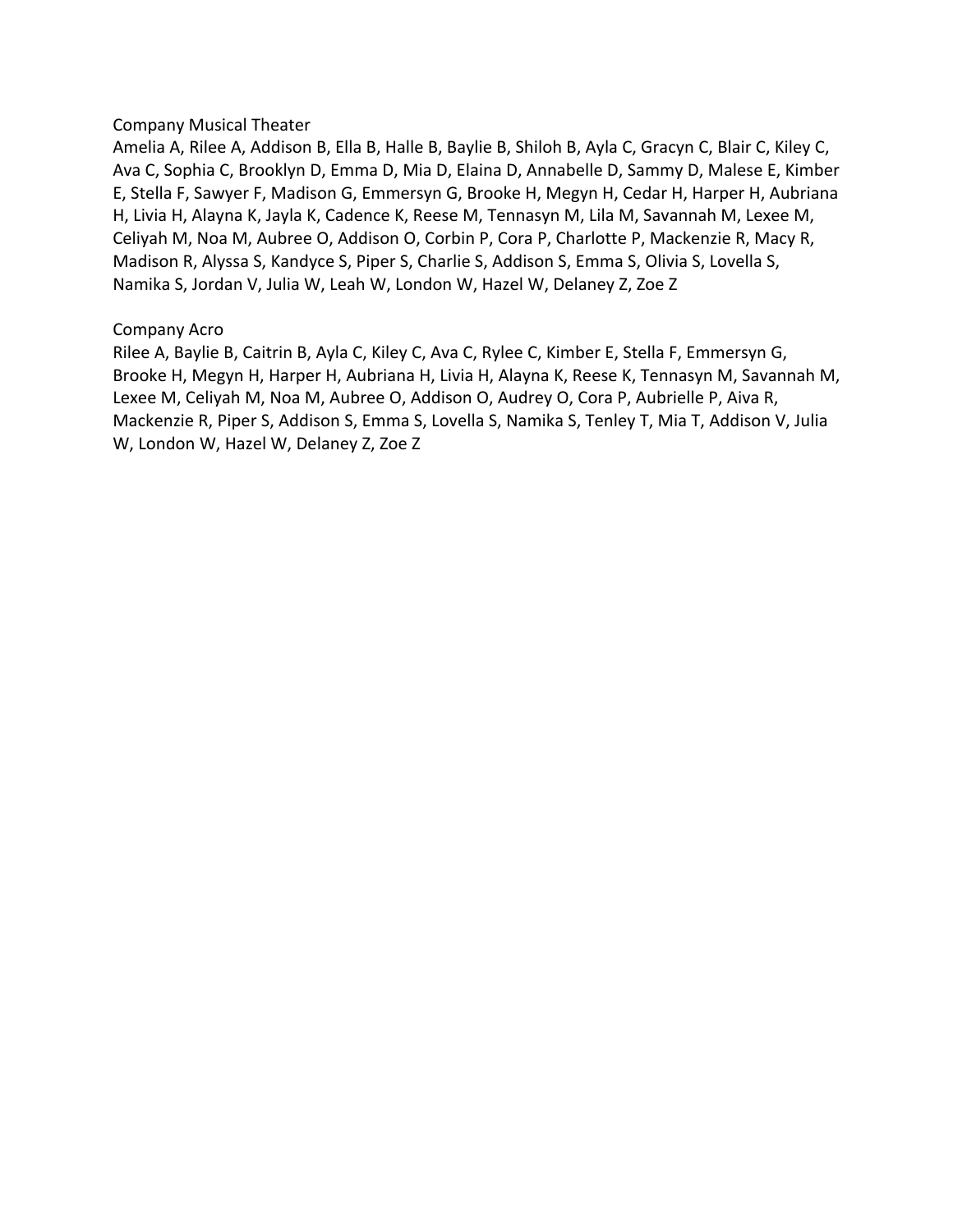Company Musical Theater

Amelia A, Rilee A, Addison B, Ella B, Halle B, Baylie B, Shiloh B, Ayla C, Gracyn C, Blair C, Kiley C, Ava C, Sophia C, Brooklyn D, Emma D, Mia D, Elaina D, Annabelle D, Sammy D, Malese E, Kimber E, Stella F, Sawyer F, Madison G, Emmersyn G, Brooke H, Megyn H, Cedar H, Harper H, Aubriana H, Livia H, Alayna K, Jayla K, Cadence K, Reese M, Tennasyn M, Lila M, Savannah M, Lexee M, Celiyah M, Noa M, Aubree O, Addison O, Corbin P, Cora P, Charlotte P, Mackenzie R, Macy R, Madison R, Alyssa S, Kandyce S, Piper S, Charlie S, Addison S, Emma S, Olivia S, Lovella S, Namika S, Jordan V, Julia W, Leah W, London W, Hazel W, Delaney Z, Zoe Z

Company Acro

Rilee A, Baylie B, Caitrin B, Ayla C, Kiley C, Ava C, Rylee C, Kimber E, Stella F, Emmersyn G, Brooke H, Megyn H, Harper H, Aubriana H, Livia H, Alayna K, Reese K, Tennasyn M, Savannah M, Lexee M, Celiyah M, Noa M, Aubree O, Addison O, Audrey O, Cora P, Aubrielle P, Aiva R, Mackenzie R, Piper S, Addison S, Emma S, Lovella S, Namika S, Tenley T, Mia T, Addison V, Julia W, London W, Hazel W, Delaney Z, Zoe Z